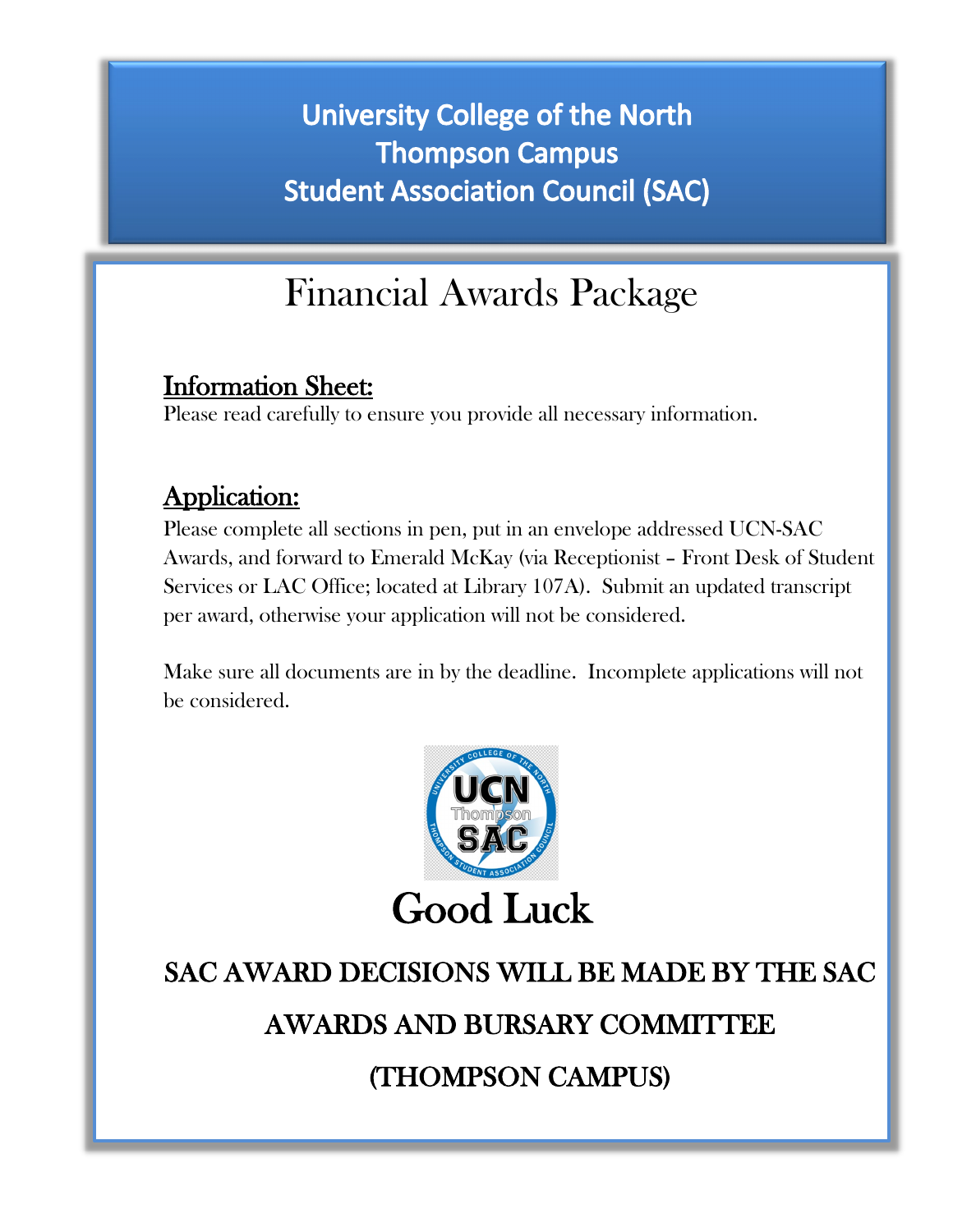# University College of the North
# Thompson Campus
# Student Association Council (SAC)

## Financial Awards Package

### Information Sheet:

Please read carefully to ensure you provide all necessary information.

### Application:

Please complete all sections in pen, put in an envelope addressed UCN-SAC Awards, and forward to Emerald McKay (via Receptionist – Front Desk of Student Services or LAC Office; located at Library 107A). Submit an updated transcript per award, otherwise your application will not be considered.

Make sure all documents are in by the deadline. Incomplete applications will not be considered.

# Good Luck

**SAC AWARD DECISIONS WILL BE MADE BY THE SAC AWARDS AND BURSARY COMMITTEE (THOMPSON CAMPUS)**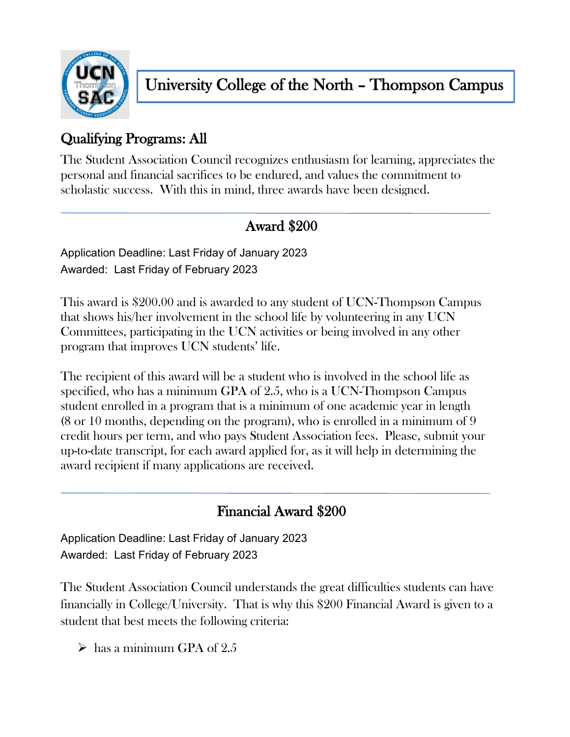# University College of the North – Thompson Campus

## Qualifying Programs: All

The Student Association Council recognizes enthusiasm for learning, appreciates the personal and financial sacrifices to be endured, and values the commitment to scholastic success. With this in mind, three awards have been designed.

---

## Award $200

Application Deadline: Last Friday of January 2023
Awarded: Last Friday of February 2023

This award is $200.00 and is awarded to any student of UCN-Thompson Campus that shows his/her involvement in the school life by volunteering in any UCN Committees, participating in the UCN activities or being involved in any other program that improves UCN students' life.

The recipient of this award will be a student who is involved in the school life as specified, who has a minimum GPA of 2.5, who is a UCN-Thompson Campus student enrolled in a program that is a minimum of one academic year in length (8 or 10 months, depending on the program), who is enrolled in a minimum of 9 credit hours per term, and who pays Student Association fees. Please, submit your up-to-date transcript, for each award applied for, as it will help in determining the award recipient if many applications are received.

---

## Financial Award $200

Application Deadline: Last Friday of January 2023
Awarded: Last Friday of February 2023

The Student Association Council understands the great difficulties students can have financially in College/University. That is why this $200 Financial Award is given to a student that best meets the following criteria:

- has a minimum GPA of 2.5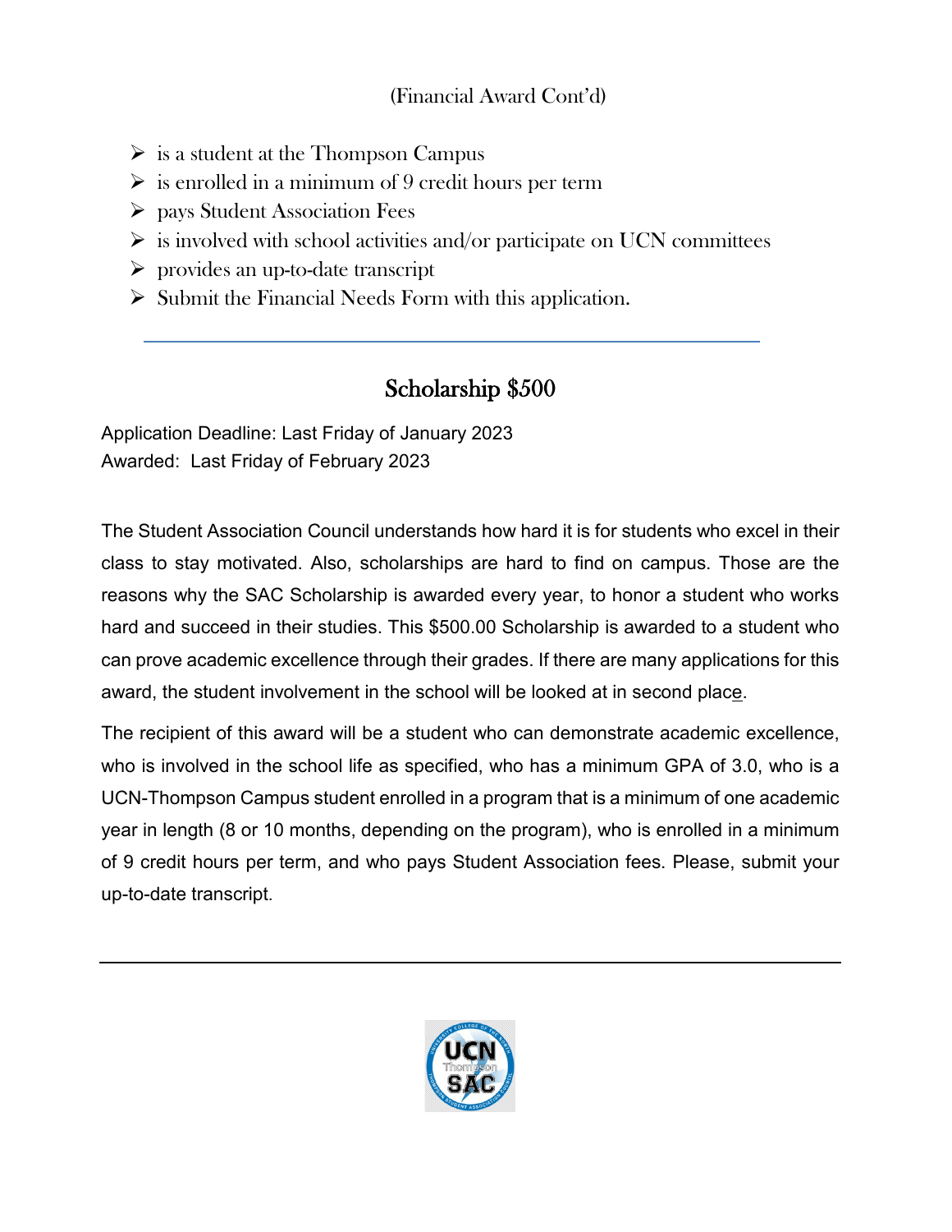(Financial Award Cont'd)

- is a student at the Thompson Campus
- is enrolled in a minimum of 9 credit hours per term
- pays Student Association Fees
- is involved with school activities and/or participate on UCN committees
- provides an up-to-date transcript
- Submit the Financial Needs Form with this application.

---

## Scholarship $500

Application Deadline: Last Friday of January 2023
Awarded: Last Friday of February 2023

The Student Association Council understands how hard it is for students who excel in their class to stay motivated. Also, scholarships are hard to find on campus. Those are the reasons why the SAC Scholarship is awarded every year, to honor a student who works hard and succeed in their studies. This $500.00 Scholarship is awarded to a student who can prove academic excellence through their grades. If there are many applications for this award, the student involvement in the school will be looked at in second place.

The recipient of this award will be a student who can demonstrate academic excellence, who is involved in the school life as specified, who has a minimum GPA of 3.0, who is a UCN-Thompson Campus student enrolled in a program that is a minimum of one academic year in length (8 or 10 months, depending on the program), who is enrolled in a minimum of 9 credit hours per term, and who pays Student Association fees. Please, submit your up-to-date transcript.

---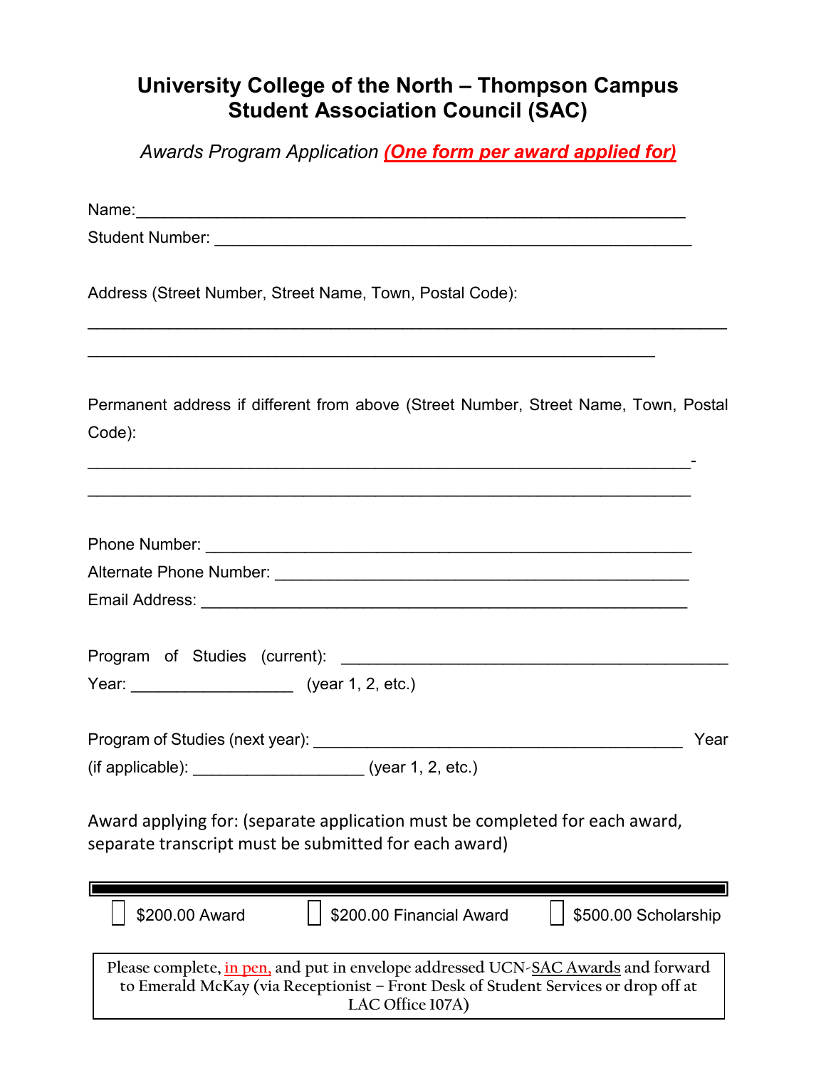# University College of the North – Thompson Campus
# Student Association Council (SAC)

*Awards Program Application* ***(One form per award applied for)***

Name:___________________________________________________________

Student Number: _____________________________________________________

Address (Street Number, Street Name, Town, Postal Code):

______________________________________________________________________

______________________________________________________________

Permanent address if different from above (Street Number, Street Name, Town, Postal Code):

__________________________________________________________________-

__________________________________________________________________

Phone Number: _____________________________________________________

Alternate Phone Number: ____________________________________________

Email Address: _____________________________________________________

Program of Studies (current): __________________________________________

Year: __________________ (year 1, 2, etc.)

Program of Studies (next year): ________________________________________ Year (if applicable): ___________________ (year 1, 2, etc.)

Award applying for: (separate application must be completed for each award, separate transcript must be submitted for each award)

☐ $200.00 Award ☐ $200.00 Financial Award ☐ $500.00 Scholarship

Please complete, in pen, and put in envelope addressed UCN-SAC Awards and forward to Emerald McKay (via Receptionist – Front Desk of Student Services or drop off at LAC Office 107A)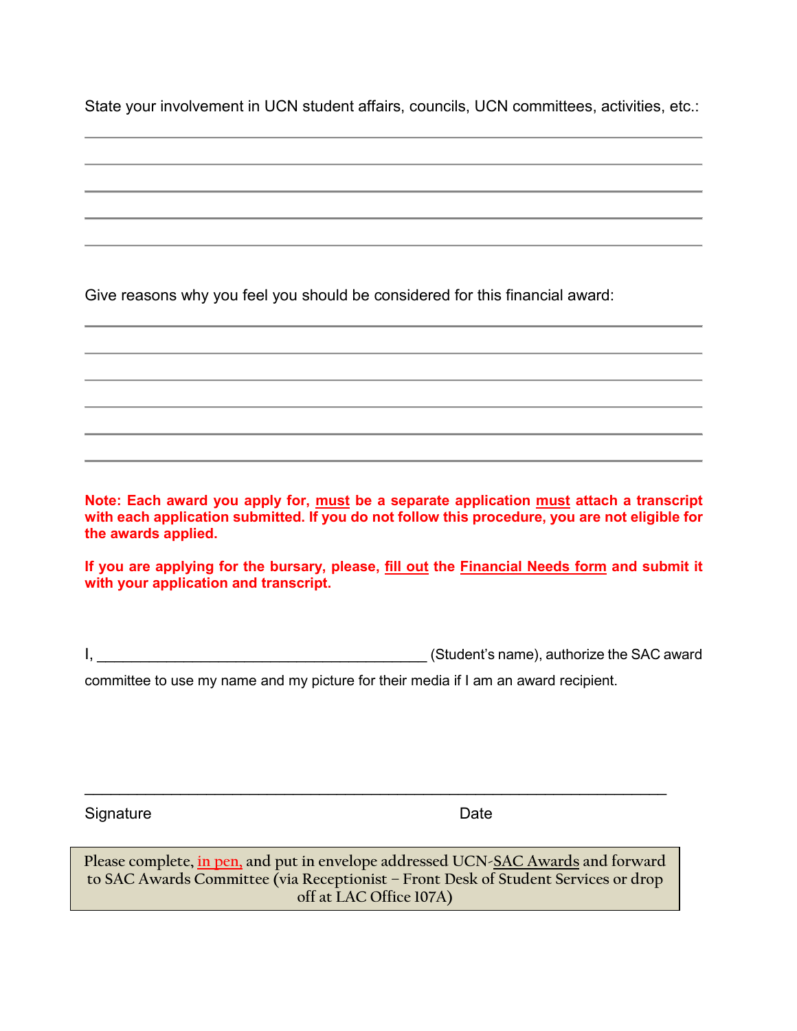State your involvement in UCN student affairs, councils, UCN committees, activities, etc.:

\_\_\_\_\_\_\_\_\_\_\_\_\_\_\_\_\_\_\_\_\_\_\_\_\_\_\_\_\_\_\_\_\_\_\_\_\_\_\_\_\_\_\_\_\_\_\_\_\_\_\_\_\_\_\_\_\_\_\_\_\_\_\_\_\_\_\_\_\_\_

\_\_\_\_\_\_\_\_\_\_\_\_\_\_\_\_\_\_\_\_\_\_\_\_\_\_\_\_\_\_\_\_\_\_\_\_\_\_\_\_\_\_\_\_\_\_\_\_\_\_\_\_\_\_\_\_\_\_\_\_\_\_\_\_\_\_\_\_\_\_

\_\_\_\_\_\_\_\_\_\_\_\_\_\_\_\_\_\_\_\_\_\_\_\_\_\_\_\_\_\_\_\_\_\_\_\_\_\_\_\_\_\_\_\_\_\_\_\_\_\_\_\_\_\_\_\_\_\_\_\_\_\_\_\_\_\_\_\_\_\_

\_\_\_\_\_\_\_\_\_\_\_\_\_\_\_\_\_\_\_\_\_\_\_\_\_\_\_\_\_\_\_\_\_\_\_\_\_\_\_\_\_\_\_\_\_\_\_\_\_\_\_\_\_\_\_\_\_\_\_\_\_\_\_\_\_\_\_\_\_\_

\_\_\_\_\_\_\_\_\_\_\_\_\_\_\_\_\_\_\_\_\_\_\_\_\_\_\_\_\_\_\_\_\_\_\_\_\_\_\_\_\_\_\_\_\_\_\_\_\_\_\_\_\_\_\_\_\_\_\_\_\_\_\_\_\_\_\_\_\_\_

Give reasons why you feel you should be considered for this financial award:

\_\_\_\_\_\_\_\_\_\_\_\_\_\_\_\_\_\_\_\_\_\_\_\_\_\_\_\_\_\_\_\_\_\_\_\_\_\_\_\_\_\_\_\_\_\_\_\_\_\_\_\_\_\_\_\_\_\_\_\_\_\_\_\_\_\_\_\_\_\_

\_\_\_\_\_\_\_\_\_\_\_\_\_\_\_\_\_\_\_\_\_\_\_\_\_\_\_\_\_\_\_\_\_\_\_\_\_\_\_\_\_\_\_\_\_\_\_\_\_\_\_\_\_\_\_\_\_\_\_\_\_\_\_\_\_\_\_\_\_\_

\_\_\_\_\_\_\_\_\_\_\_\_\_\_\_\_\_\_\_\_\_\_\_\_\_\_\_\_\_\_\_\_\_\_\_\_\_\_\_\_\_\_\_\_\_\_\_\_\_\_\_\_\_\_\_\_\_\_\_\_\_\_\_\_\_\_\_\_\_\_

\_\_\_\_\_\_\_\_\_\_\_\_\_\_\_\_\_\_\_\_\_\_\_\_\_\_\_\_\_\_\_\_\_\_\_\_\_\_\_\_\_\_\_\_\_\_\_\_\_\_\_\_\_\_\_\_\_\_\_\_\_\_\_\_\_\_\_\_\_\_

\_\_\_\_\_\_\_\_\_\_\_\_\_\_\_\_\_\_\_\_\_\_\_\_\_\_\_\_\_\_\_\_\_\_\_\_\_\_\_\_\_\_\_\_\_\_\_\_\_\_\_\_\_\_\_\_\_\_\_\_\_\_\_\_\_\_\_\_\_\_

\_\_\_\_\_\_\_\_\_\_\_\_\_\_\_\_\_\_\_\_\_\_\_\_\_\_\_\_\_\_\_\_\_\_\_\_\_\_\_\_\_\_\_\_\_\_\_\_\_\_\_\_\_\_\_\_\_\_\_\_\_\_\_\_\_\_\_\_\_\_

**Note: Each award you apply for, <u>must</u> be a separate application <u>must</u> attach a transcript with each application submitted. If you do not follow this procedure, you are not eligible for the awards applied.**

**If you are applying for the bursary, please, <u>fill out</u> the <u>Financial Needs form</u> and submit it with your application and transcript.**

I, \_\_\_\_\_\_\_\_\_\_\_\_\_\_\_\_\_\_\_\_\_\_\_\_\_\_\_\_\_\_\_\_\_\_\_\_\_\_\_\_ (Student's name), authorize the SAC award committee to use my name and my picture for their media if I am an award recipient.

\_\_\_\_\_\_\_\_\_\_\_\_\_\_\_\_\_\_\_\_\_\_\_\_\_\_\_\_\_\_\_\_\_\_\_\_\_\_\_\_\_\_\_\_\_\_\_\_\_\_\_\_\_\_\_\_\_\_\_\_\_\_\_\_\_\_\_\_\_\_

Signature                                                                 Date

Please complete, <u>in pen,</u> and put in envelope addressed UCN-<u>SAC Awards</u> and forward to SAC Awards Committee (via Receptionist – Front Desk of Student Services or drop off at LAC Office 107A)